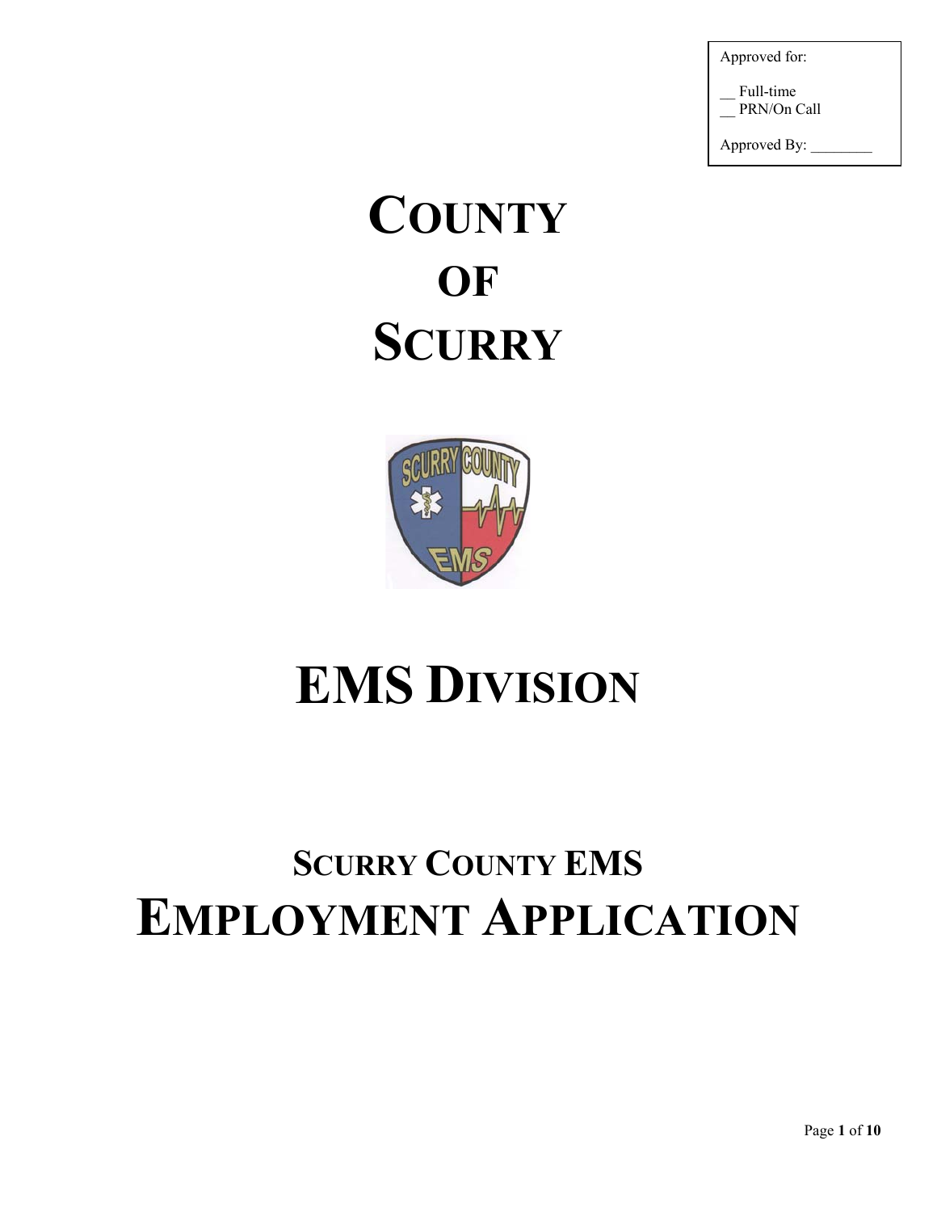Approved for:

__ Full-time
__ PRN/On Call

Approved By: ________

# COUNTY OF SCURRY

# EMS DIVISION

## SCURRY COUNTY EMS

# EMPLOYMENT APPLICATION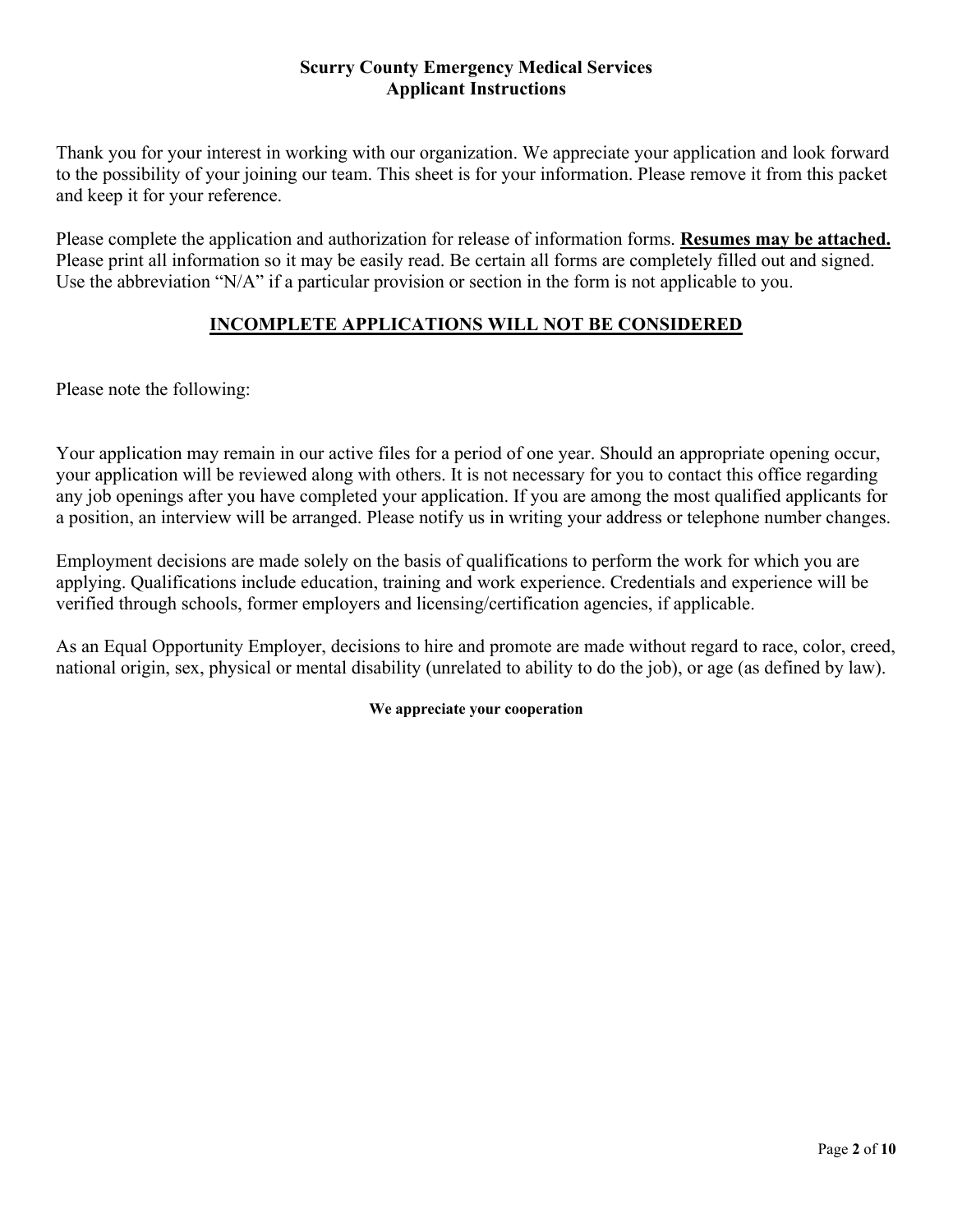## Scurry County Emergency Medical Services
## Applicant Instructions

Thank you for your interest in working with our organization. We appreciate your application and look forward to the possibility of your joining our team. This sheet is for your information. Please remove it from this packet and keep it for your reference.

Please complete the application and authorization for release of information forms. **Resumes may be attached.** Please print all information so it may be easily read. Be certain all forms are completely filled out and signed. Use the abbreviation "N/A" if a particular provision or section in the form is not applicable to you.

**INCOMPLETE APPLICATIONS WILL NOT BE CONSIDERED**

Please note the following:

Your application may remain in our active files for a period of one year. Should an appropriate opening occur, your application will be reviewed along with others. It is not necessary for you to contact this office regarding any job openings after you have completed your application. If you are among the most qualified applicants for a position, an interview will be arranged. Please notify us in writing your address or telephone number changes.

Employment decisions are made solely on the basis of qualifications to perform the work for which you are applying. Qualifications include education, training and work experience. Credentials and experience will be verified through schools, former employers and licensing/certification agencies, if applicable.

As an Equal Opportunity Employer, decisions to hire and promote are made without regard to race, color, creed, national origin, sex, physical or mental disability (unrelated to ability to do the job), or age (as defined by law).

**We appreciate your cooperation**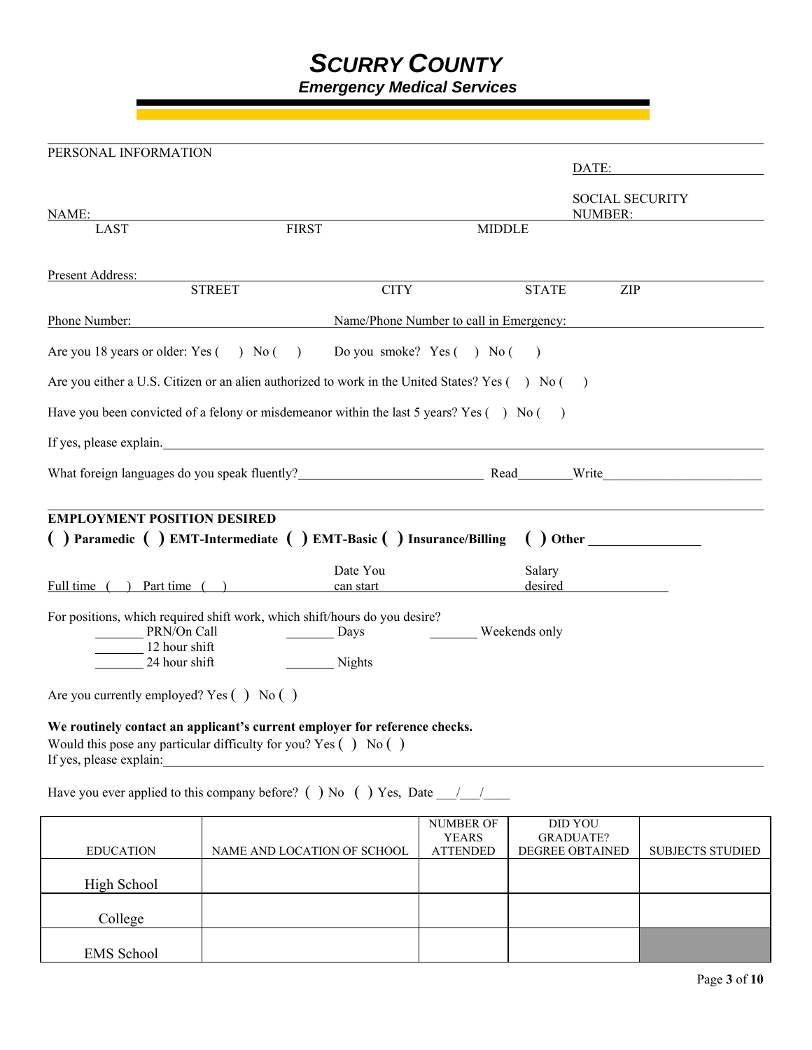# *SCURRY COUNTY*

## *Emergency Medical Services*

PERSONAL INFORMATION

DATE: ______________________

NAME: ______________________ ______________________ ______________________ SOCIAL SECURITY NUMBER: ______________________

LAST FIRST MIDDLE

Present Address: ______________________ ______________________ ______________________ ______________________

STREET CITY STATE ZIP

Phone Number: ______________________ Name/Phone Number to call in Emergency: ______________________

Are you 18 years or older: Yes ( ) No ( ) Do you smoke? Yes ( ) No ( )

Are you either a U.S. Citizen or an alien authorized to work in the United States? Yes ( ) No ( )

Have you been convicted of a felony or misdemeanor within the last 5 years? Yes ( ) No ( )

If yes, please explain. ______________________________________________

What foreign languages do you speak fluently? ______________________ Read________ Write______________________

**EMPLOYMENT POSITION DESIRED**

**( ) Paramedic ( ) EMT-Intermediate ( ) EMT-Basic ( ) Insurance/Billing ( ) Other ________________**

Full time ( ) Part time ( ) Date You can start ______________________ Salary desired ______________________

For positions, which required shift work, which shift/hours do you desire?

_______ PRN/On Call _______ Days _______ Weekends only

_______ 12 hour shift

_______ 24 hour shift _______ Nights

Are you currently employed? Yes ( ) No ( )

**We routinely contact an applicant's current employer for reference checks.**

Would this pose any particular difficulty for you? Yes ( ) No ( )

If yes, please explain: ______________________________________________

Have you ever applied to this company before? ( ) No ( ) Yes, Date ___/___/____

| EDUCATION | NAME AND LOCATION OF SCHOOL | NUMBER OF YEARS ATTENDED | DID YOU GRADUATE? DEGREE OBTAINED | SUBJECTS STUDIED |
|---|---|---|---|---|
| High School | | | | |
| College | | | | |
| EMS School | | | | |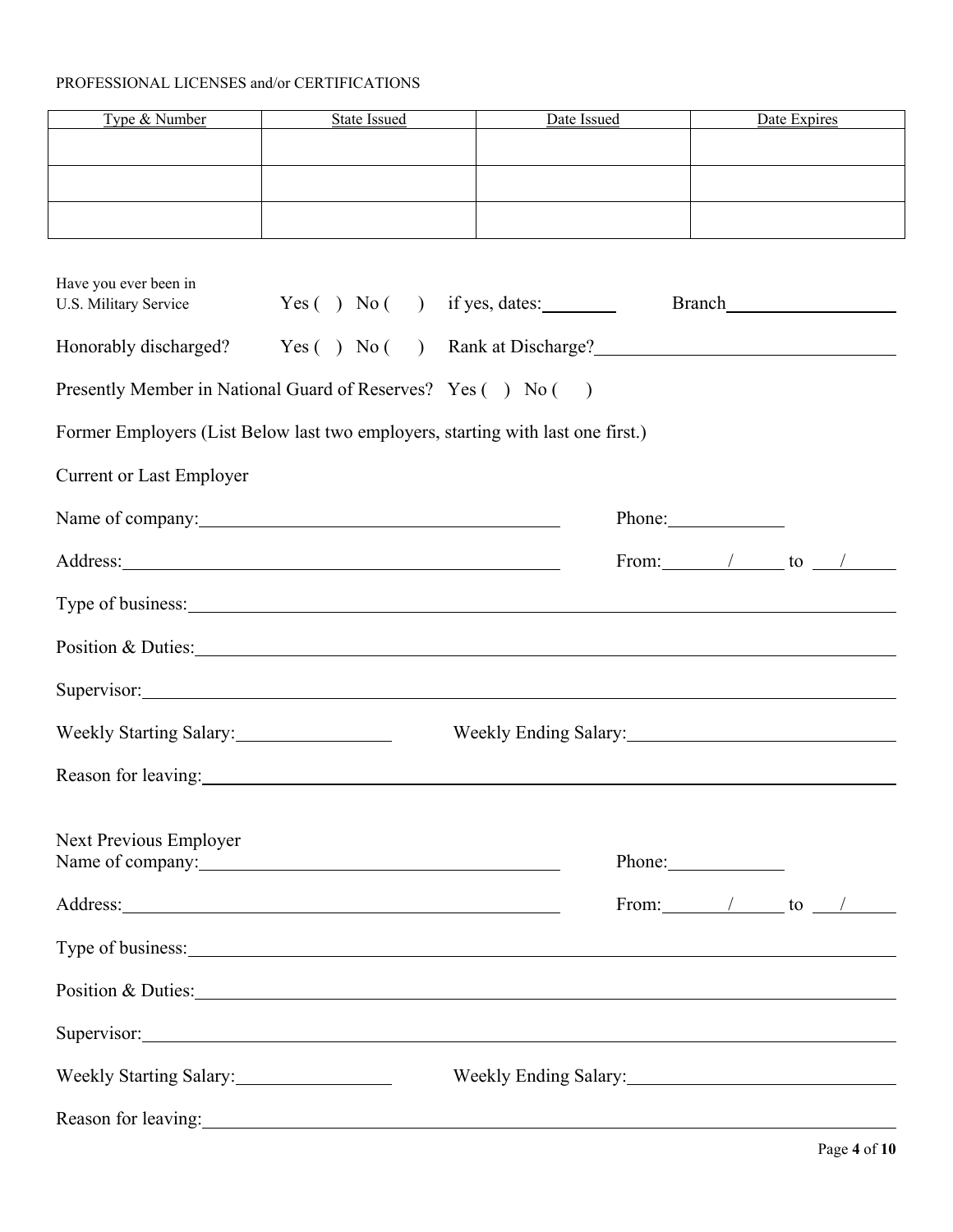PROFESSIONAL LICENSES and/or CERTIFICATIONS

| Type & Number | State Issued | Date Issued | Date Expires |
| --- | --- | --- | --- |
| | | | |
| | | | |
| | | | |

Have you ever been in U.S. Military Service Yes ( ) No ( ) if yes, dates:________ Branch__________________

Honorably discharged? Yes ( ) No ( ) Rank at Discharge?______________________________

Presently Member in National Guard of Reserves? Yes ( ) No ( )

Former Employers (List Below last two employers, starting with last one first.)

Current or Last Employer

Name of company:______________________________________ Phone:____________

Address:______________________________________________ From:______/_____ to ___/_____

Type of business:______________________________________________________________

Position & Duties:______________________________________________________________

Supervisor:___________________________________________________________________

Weekly Starting Salary:________________ Weekly Ending Salary:___________________________

Reason for leaving:_____________________________________________________________

Next Previous Employer

Name of company:______________________________________ Phone:____________

Address:______________________________________________ From:______/_____ to ___/_____

Type of business:______________________________________________________________

Position & Duties:______________________________________________________________

Supervisor:___________________________________________________________________

Weekly Starting Salary:________________ Weekly Ending Salary:___________________________

Reason for leaving:_____________________________________________________________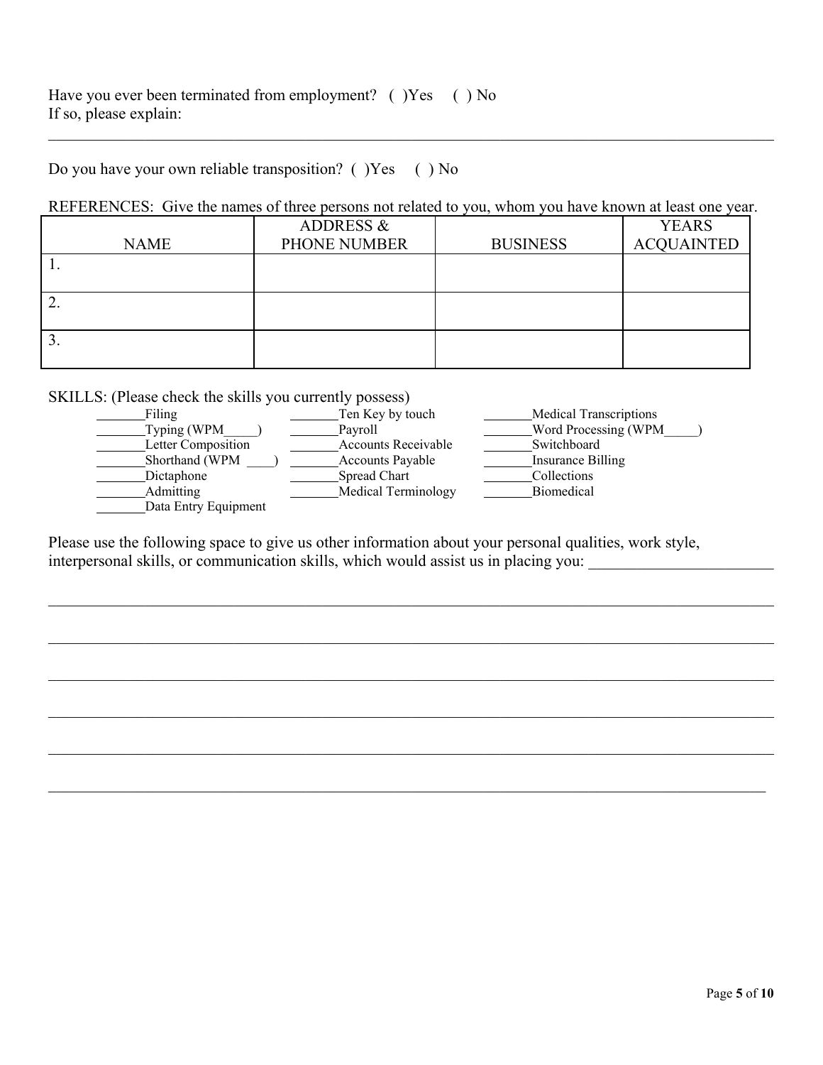Have you ever been terminated from employment? ( )Yes ( ) No
If so, please explain:

______________________________________________________________________________

Do you have your own reliable transposition? ( )Yes ( ) No

REFERENCES: Give the names of three persons not related to you, whom you have known at least one year.

| NAME | ADDRESS & PHONE NUMBER | BUSINESS | YEARS ACQUAINTED |
|---|---|---|---|
| 1. | | | |
| 2. | | | |
| 3. | | | |

SKILLS: (Please check the skills you currently possess)

_______Filing
_______Typing (WPM_____)
_______Letter Composition
_______Shorthand (WPM ____)
_______Dictaphone
_______Admitting
_______Data Entry Equipment
_______Ten Key by touch
_______Payroll
_______Accounts Receivable
_______Accounts Payable
_______Spread Chart
_______Medical Terminology
_______Medical Transcriptions
_______Word Processing (WPM_____)
_______Switchboard
_______Insurance Billing
_______Collections
_______Biomedical

Please use the following space to give us other information about your personal qualities, work style, interpersonal skills, or communication skills, which would assist us in placing you: ________________________

______________________________________________________________________________

______________________________________________________________________________

______________________________________________________________________________

______________________________________________________________________________

______________________________________________________________________________

______________________________________________________________________________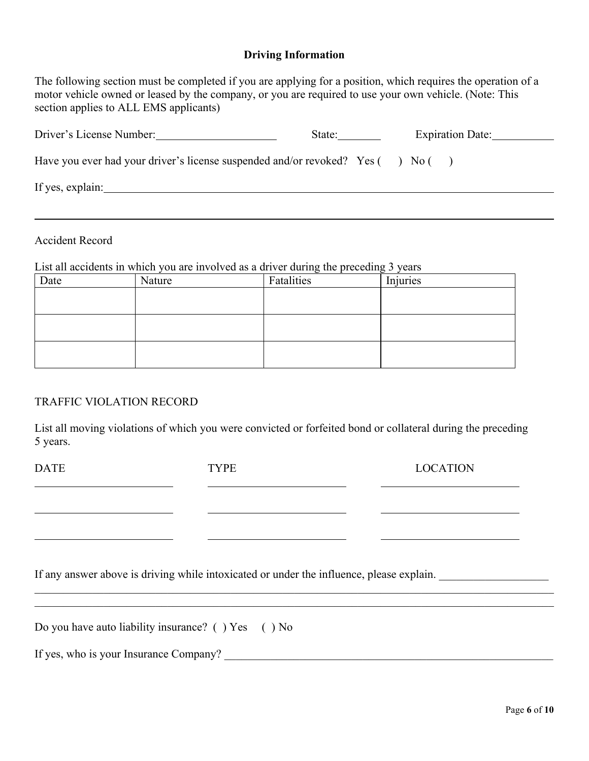## Driving Information

The following section must be completed if you are applying for a position, which requires the operation of a motor vehicle owned or leased by the company, or you are required to use your own vehicle. (Note: This section applies to ALL EMS applicants)

Driver's License Number:____________________ State:________ Expiration Date:__________

Have you ever had your driver's license suspended and/or revoked? Yes ( ) No ( )

If yes, explain:______________________________________________________________

______________________________________________________________________________

Accident Record

List all accidents in which you are involved as a driver during the preceding 3 years

| Date | Nature | Fatalities | Injuries |
|---|---|---|---|
| | | | |
| | | | |
| | | | |

TRAFFIC VIOLATION RECORD

List all moving violations of which you were convicted or forfeited bond or collateral during the preceding 5 years.

| DATE | TYPE | LOCATION |
|---|---|---|
| | | |
| | | |
| | | |

If any answer above is driving while intoxicated or under the influence, please explain. ___________________

______________________________________________________________________________

______________________________________________________________________________

Do you have auto liability insurance? ( ) Yes ( ) No

If yes, who is your Insurance Company? ________________________________________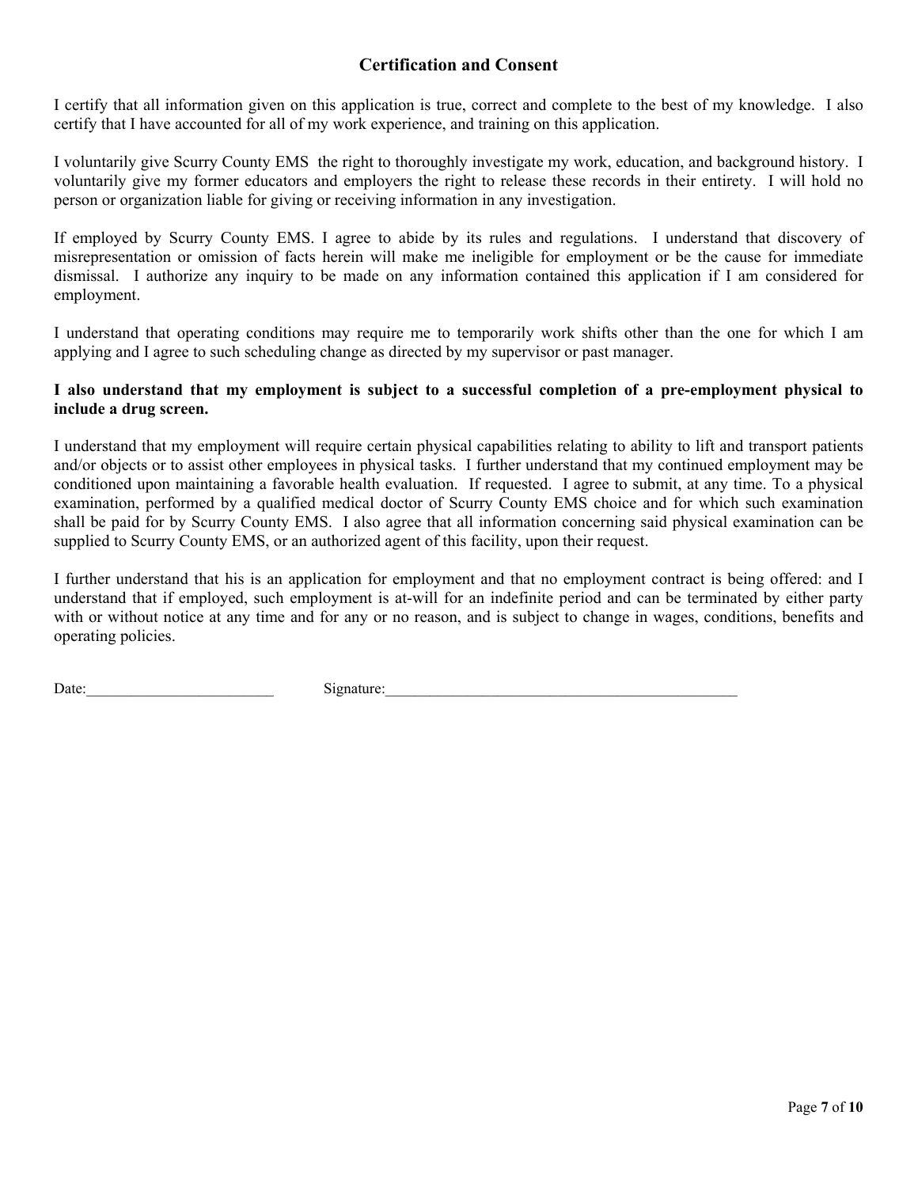## Certification and Consent

I certify that all information given on this application is true, correct and complete to the best of my knowledge. I also certify that I have accounted for all of my work experience, and training on this application.

I voluntarily give Scurry County EMS the right to thoroughly investigate my work, education, and background history. I voluntarily give my former educators and employers the right to release these records in their entirety. I will hold no person or organization liable for giving or receiving information in any investigation.

If employed by Scurry County EMS. I agree to abide by its rules and regulations. I understand that discovery of misrepresentation or omission of facts herein will make me ineligible for employment or be the cause for immediate dismissal. I authorize any inquiry to be made on any information contained this application if I am considered for employment.

I understand that operating conditions may require me to temporarily work shifts other than the one for which I am applying and I agree to such scheduling change as directed by my supervisor or past manager.

**I also understand that my employment is subject to a successful completion of a pre-employment physical to include a drug screen.**

I understand that my employment will require certain physical capabilities relating to ability to lift and transport patients and/or objects or to assist other employees in physical tasks. I further understand that my continued employment may be conditioned upon maintaining a favorable health evaluation. If requested. I agree to submit, at any time. To a physical examination, performed by a qualified medical doctor of Scurry County EMS choice and for which such examination shall be paid for by Scurry County EMS. I also agree that all information concerning said physical examination can be supplied to Scurry County EMS, or an authorized agent of this facility, upon their request.

I further understand that his is an application for employment and that no employment contract is being offered: and I understand that if employed, such employment is at-will for an indefinite period and can be terminated by either party with or without notice at any time and for any or no reason, and is subject to change in wages, conditions, benefits and operating policies.

Date:_________________________ Signature:_________________________________________________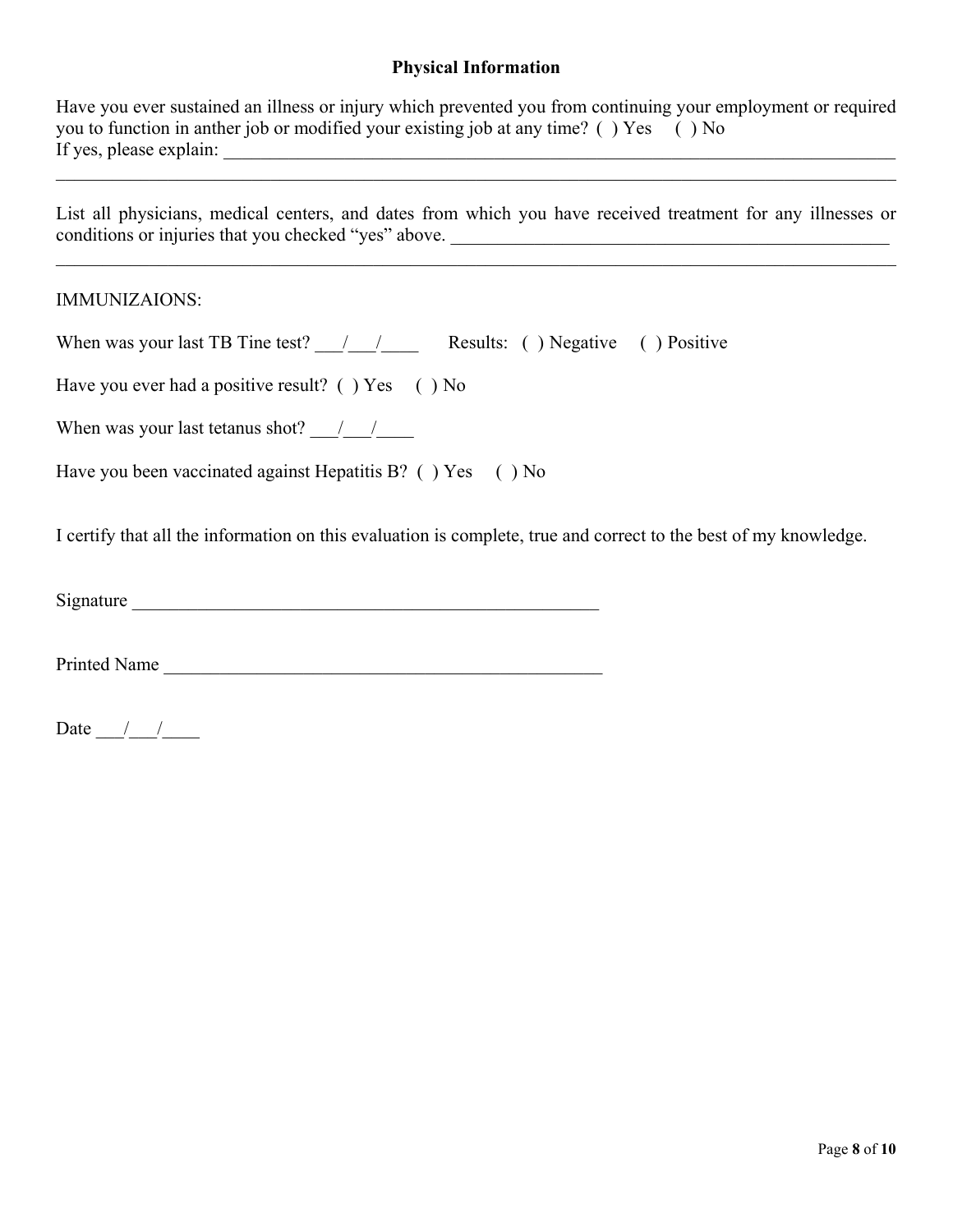**Physical Information**

Have you ever sustained an illness or injury which prevented you from continuing your employment or required you to function in anther job or modified your existing job at any time? ( ) Yes ( ) No
If yes, please explain: ______________________________________________________________________________
________________________________________________________________________________________________

List all physicians, medical centers, and dates from which you have received treatment for any illnesses or conditions or injuries that you checked "yes" above. ___________________________________________________
________________________________________________________________________________________________

IMMUNIZAIONS:

When was your last TB Tine test? ___/___/____ Results: ( ) Negative ( ) Positive

Have you ever had a positive result? ( ) Yes ( ) No

When was your last tetanus shot? ___/___/____

Have you been vaccinated against Hepatitis B? ( ) Yes ( ) No

I certify that all the information on this evaluation is complete, true and correct to the best of my knowledge.

Signature ___________________________________________________

Printed Name ________________________________________________

Date ___/___/____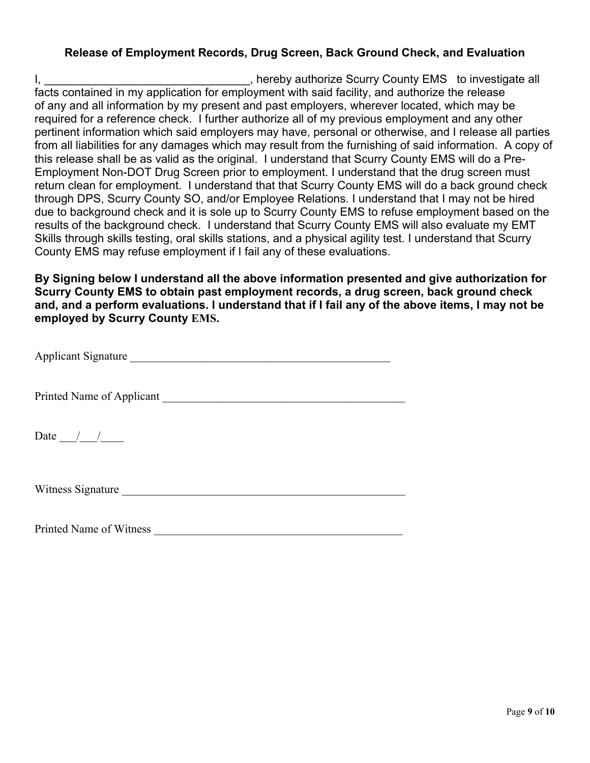### Release of Employment Records, Drug Screen, Back Ground Check, and Evaluation

I, ________________________________, hereby authorize Scurry County EMS to investigate all facts contained in my application for employment with said facility, and authorize the release of any and all information by my present and past employers, wherever located, which may be required for a reference check. I further authorize all of my previous employment and any other pertinent information which said employers may have, personal or otherwise, and I release all parties from all liabilities for any damages which may result from the furnishing of said information. A copy of this release shall be as valid as the original. I understand that Scurry County EMS will do a Pre-Employment Non-DOT Drug Screen prior to employment. I understand that the drug screen must return clean for employment. I understand that that Scurry County EMS will do a back ground check through DPS, Scurry County SO, and/or Employee Relations. I understand that I may not be hired due to background check and it is sole up to Scurry County EMS to refuse employment based on the results of the background check. I understand that Scurry County EMS will also evaluate my EMT Skills through skills testing, oral skills stations, and a physical agility test. I understand that Scurry County EMS may refuse employment if I fail any of these evaluations.

**By Signing below I understand all the above information presented and give authorization for Scurry County EMS to obtain past employment records, a drug screen, back ground check and, and a perform evaluations. I understand that if I fail any of the above items, I may not be employed by Scurry County EMS.**

Applicant Signature ______________________________________________

Printed Name of Applicant ___________________________________________

Date ___/___/____

Witness Signature __________________________________________________

Printed Name of Witness ____________________________________________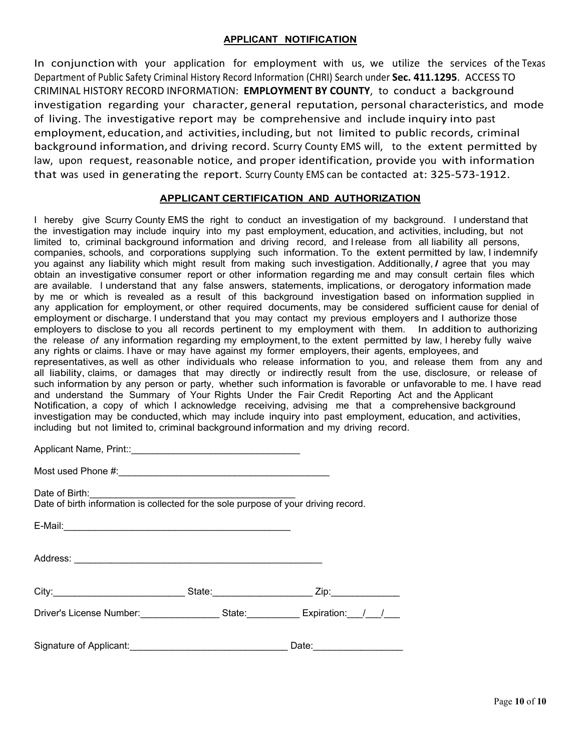## APPLICANT NOTIFICATION

In conjunction with your application for employment with us, we utilize the services of the Texas Department of Public Safety Criminal History Record Information (CHRI) Search under **Sec. 411.1295**. ACCESS TO CRIMINAL HISTORY RECORD INFORMATION: **EMPLOYMENT BY COUNTY**, to conduct a background investigation regarding your character, general reputation, personal characteristics, and mode of living. The investigative report may be comprehensive and include inquiry into past employment, education, and activities, including, but not limited to public records, criminal background information, and driving record. Scurry County EMS will, to the extent permitted by law, upon request, reasonable notice, and proper identification, provide you with information that was used in generating the report. Scurry County EMS can be contacted at: 325-573-1912.

## APPLICANT CERTIFICATION AND AUTHORIZATION

I hereby give Scurry County EMS the right to conduct an investigation of my background. I understand that the investigation may include inquiry into my past employment, education, and activities, including, but not limited to, criminal background information and driving record, and I release from all liability all persons, companies, schools, and corporations supplying such information. To the extent permitted by law, I indemnify you against any liability which might result from making such investigation. Additionally, ***I*** agree that you may obtain an investigative consumer report or other information regarding me and may consult certain files which are available. I understand that any false answers, statements, implications, or derogatory information made by me or which is revealed as a result of this background investigation based on information supplied in any application for employment, or other required documents, may be considered sufficient cause for denial of employment or discharge. I understand that you may contact my previous employers and I authorize those employers to disclose to you all records pertinent to my employment with them. In addition to authorizing the release *of* any information regarding my employment, to the extent permitted by law, I hereby fully waive any rights or claims. I have or may have against my former employers, their agents, employees, and representatives, as well as other individuals who release information to you, and release them from any and all liability, claims, or damages that may directly or indirectly result from the use, disclosure, or release of such information by any person or party, whether such information is favorable or unfavorable to me. I have read and understand the Summary of Your Rights Under the Fair Credit Reporting Act and the Applicant Notification, a copy of which I acknowledge receiving, advising me that a comprehensive background investigation may be conducted, which may include inquiry into past employment, education, and activities, including but not limited to, criminal background information and my driving record.

Applicant Name, Print::________________________________

Most used Phone #:________________________________________

Date of Birth:________________________________________
Date of birth information is collected for the sole purpose of your driving record.

E-Mail:____________________________________________

Address: _________________________________________________

City:_________________________ State:___________________ Zip:_____________

Driver's License Number:_______________ State:__________ Expiration:___/___/___

Signature of Applicant:______________________________ Date:_________________